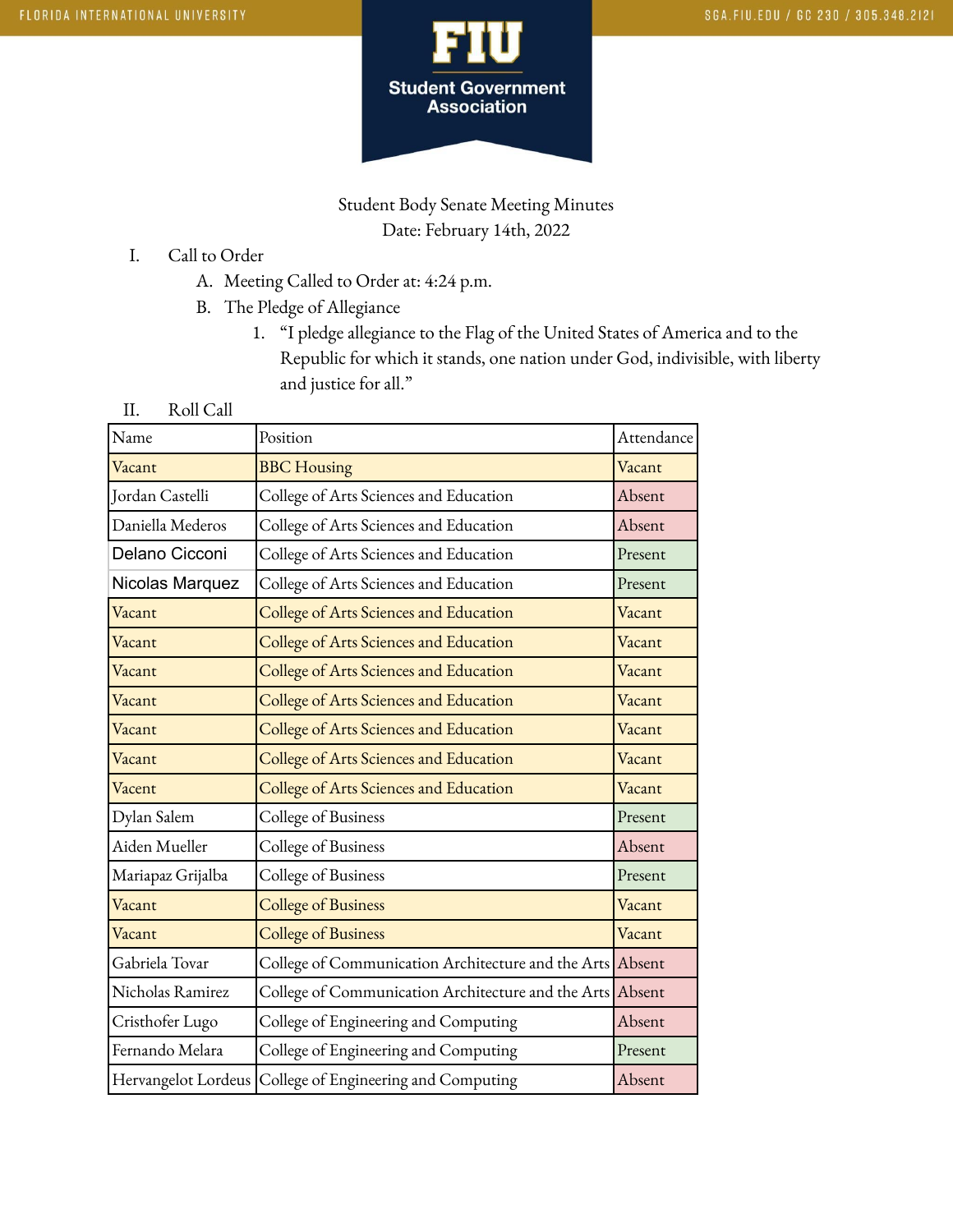Student Body Senate Meeting Minutes

Date: February 14th, 2022

I. Call to Order
   A. Meeting Called to Order at: 4:24 p.m.
   B. The Pledge of Allegiance
      1. "I pledge allegiance to the Flag of the United States of America and to the Republic for which it stands, one nation under God, indivisible, with liberty and justice for all."

II. Roll Call

| Name | Position | Attendance |
|---|---|---|
| Vacant | BBC Housing | Vacant |
| Jordan Castelli | College of Arts Sciences and Education | Absent |
| Daniella Mederos | College of Arts Sciences and Education | Absent |
| Delano Cicconi | College of Arts Sciences and Education | Present |
| Nicolas Marquez | College of Arts Sciences and Education | Present |
| Vacant | College of Arts Sciences and Education | Vacant |
| Vacant | College of Arts Sciences and Education | Vacant |
| Vacant | College of Arts Sciences and Education | Vacant |
| Vacant | College of Arts Sciences and Education | Vacant |
| Vacant | College of Arts Sciences and Education | Vacant |
| Vacant | College of Arts Sciences and Education | Vacant |
| Vacent | College of Arts Sciences and Education | Vacent |
| Dylan Salem | College of Business | Present |
| Aiden Mueller | College of Business | Absent |
| Mariapaz Grijalba | College of Business | Present |
| Vacant | College of Business | Vacant |
| Vacant | College of Business | Vacant |
| Gabriela Tovar | College of Communication Architecture and the Arts | Absent |
| Nicholas Ramirez | College of Communication Architecture and the Arts | Absent |
| Cristhofer Lugo | College of Engineering and Computing | Absent |
| Fernando Melara | College of Engineering and Computing | Present |
| Hervangelot Lordeus | College of Engineering and Computing | Absent |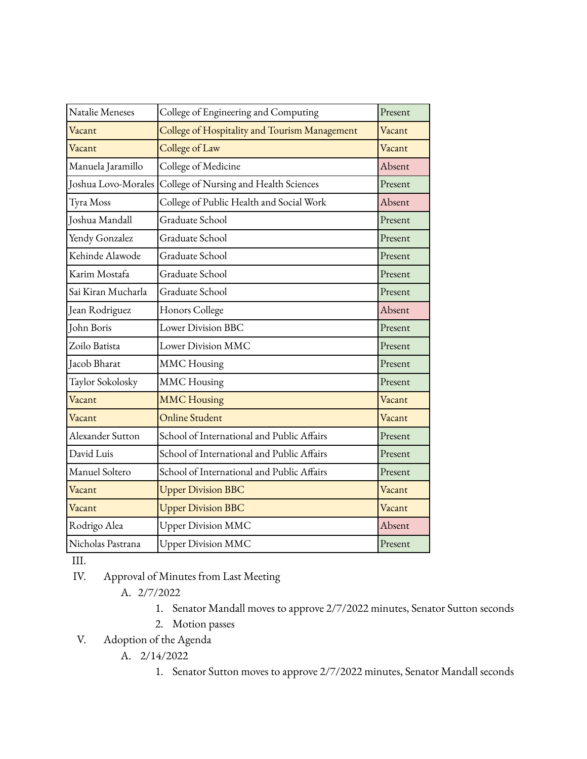| Natalie Meneses | College of Engineering and Computing | Present |
|---|---|---|
| Vacant | College of Hospitality and Tourism Management | Vacant |
| Vacant | College of Law | Vacant |
| Manuela Jaramillo | College of Medicine | Absent |
| Joshua Lovo-Morales | College of Nursing and Health Sciences | Present |
| Tyra Moss | College of Public Health and Social Work | Absent |
| Joshua Mandall | Graduate School | Present |
| Yendy Gonzalez | Graduate School | Present |
| Kehinde Alawode | Graduate School | Present |
| Karim Mostafa | Graduate School | Present |
| Sai Kiran Mucharla | Graduate School | Present |
| Jean Rodriguez | Honors College | Absent |
| John Boris | Lower Division BBC | Present |
| Zoilo Batista | Lower Division MMC | Present |
| Jacob Bharat | MMC Housing | Present |
| Taylor Sokolosky | MMC Housing | Present |
| Vacant | MMC Housing | Vacant |
| Vacant | Online Student | Vacant |
| Alexander Sutton | School of International and Public Affairs | Present |
| David Luis | School of International and Public Affairs | Present |
| Manuel Soltero | School of International and Public Affairs | Present |
| Vacant | Upper Division BBC | Vacant |
| Vacant | Upper Division BBC | Vacant |
| Rodrigo Alea | Upper Division MMC | Absent |
| Nicholas Pastrana | Upper Division MMC | Present |

III.

IV. Approval of Minutes from Last Meeting

   A. 2/7/2022

      1. Senator Mandall moves to approve 2/7/2022 minutes, Senator Sutton seconds
      2. Motion passes

V. Adoption of the Agenda

   A. 2/14/2022

      1. Senator Sutton moves to approve 2/7/2022 minutes, Senator Mandall seconds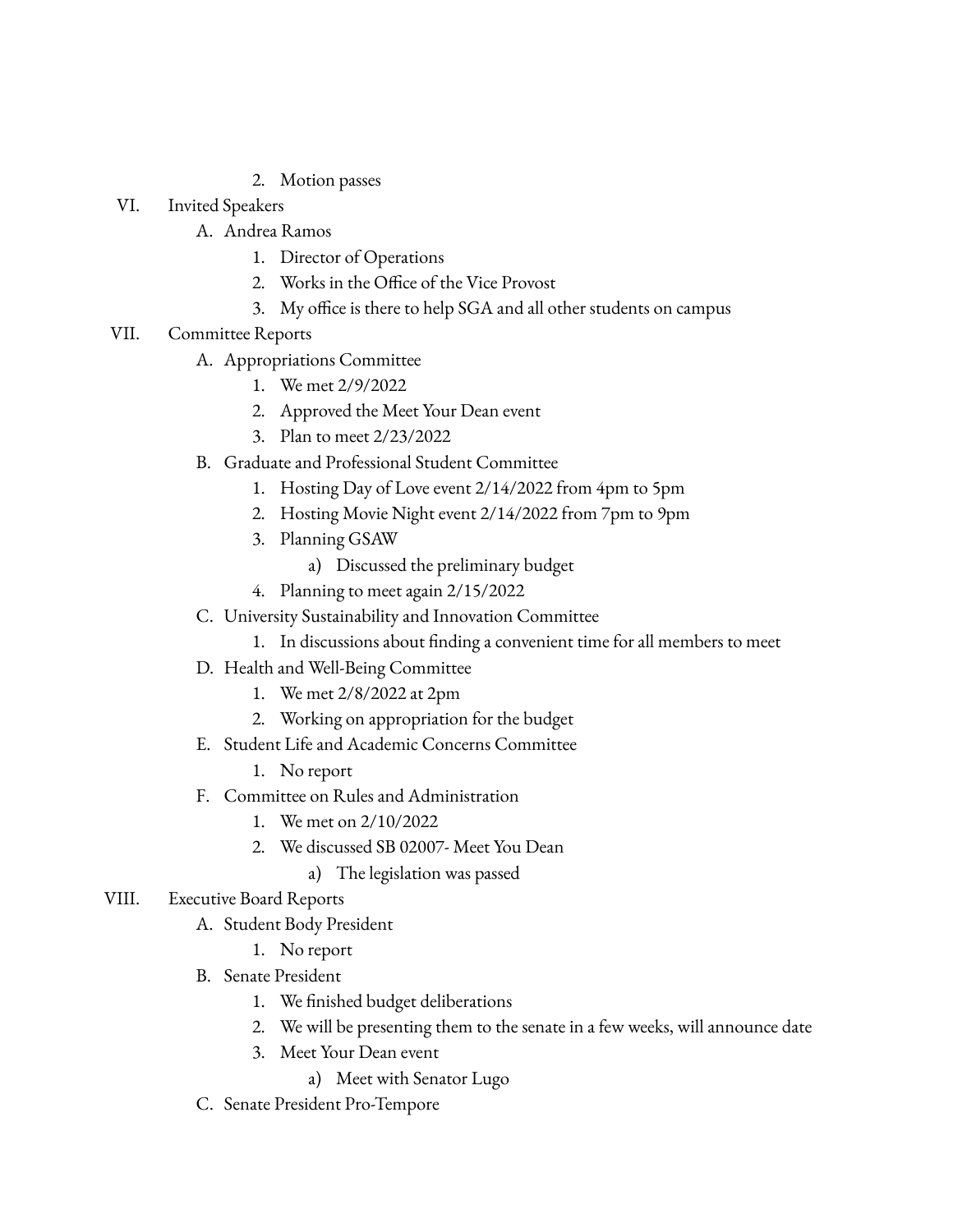2. Motion passes

VI. Invited Speakers

   A. Andrea Ramos

      1. Director of Operations
      2. Works in the Office of the Vice Provost
      3. My office is there to help SGA and all other students on campus

VII. Committee Reports

   A. Appropriations Committee

      1. We met 2/9/2022
      2. Approved the Meet Your Dean event
      3. Plan to meet 2/23/2022

   B. Graduate and Professional Student Committee

      1. Hosting Day of Love event 2/14/2022 from 4pm to 5pm
      2. Hosting Movie Night event 2/14/2022 from 7pm to 9pm
      3. Planning GSAW

         a) Discussed the preliminary budget

      4. Planning to meet again 2/15/2022

   C. University Sustainability and Innovation Committee

      1. In discussions about finding a convenient time for all members to meet

   D. Health and Well-Being Committee

      1. We met 2/8/2022 at 2pm
      2. Working on appropriation for the budget

   E. Student Life and Academic Concerns Committee

      1. No report

   F. Committee on Rules and Administration

      1. We met on 2/10/2022
      2. We discussed SB 02007- Meet You Dean

         a) The legislation was passed

VIII. Executive Board Reports

   A. Student Body President

      1. No report

   B. Senate President

      1. We finished budget deliberations
      2. We will be presenting them to the senate in a few weeks, will announce date
      3. Meet Your Dean event

         a) Meet with Senator Lugo

   C. Senate President Pro-Tempore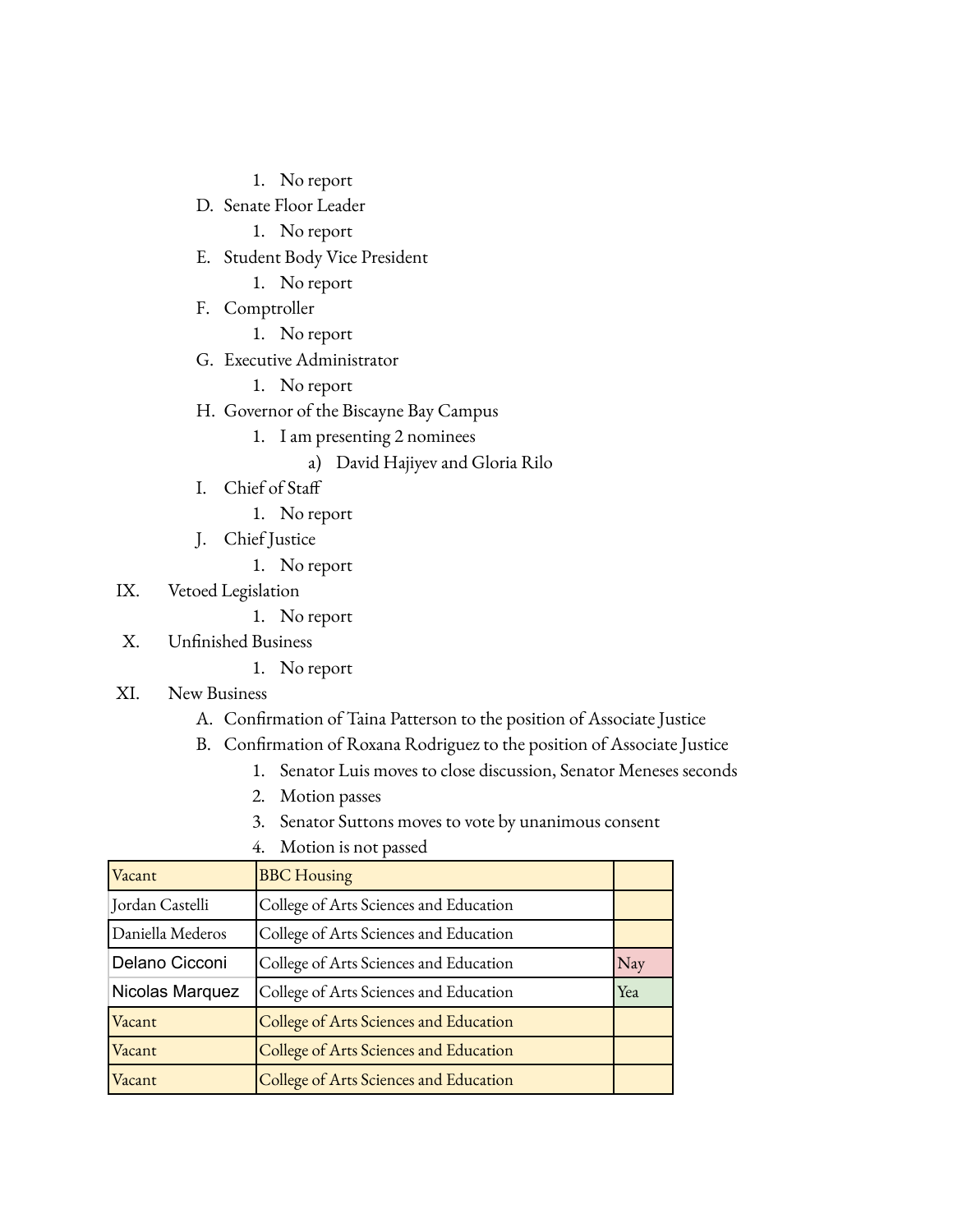1. No report

D. Senate Floor Leader
   1. No report

E. Student Body Vice President
   1. No report

F. Comptroller
   1. No report

G. Executive Administrator
   1. No report

H. Governor of the Biscayne Bay Campus
   1. I am presenting 2 nominees
      a) David Hajiyev and Gloria Rilo

I. Chief of Staff
   1. No report

J. Chief Justice
   1. No report

IX. Vetoed Legislation
   1. No report

X. Unfinished Business
   1. No report

XI. New Business

A. Confirmation of Taina Patterson to the position of Associate Justice

B. Confirmation of Roxana Rodriguez to the position of Associate Justice
   1. Senator Luis moves to close discussion, Senator Meneses seconds
   2. Motion passes
   3. Senator Suttons moves to vote by unanimous consent
   4. Motion is not passed

| | | |
|---|---|---|
| Vacant | BBC Housing | |
| Jordan Castelli | College of Arts Sciences and Education | |
| Daniella Mederos | College of Arts Sciences and Education | |
| Delano Cicconi | College of Arts Sciences and Education | Nay |
| Nicolas Marquez | College of Arts Sciences and Education | Yea |
| Vacant | College of Arts Sciences and Education | |
| Vacant | College of Arts Sciences and Education | |
| Vacant | College of Arts Sciences and Education | |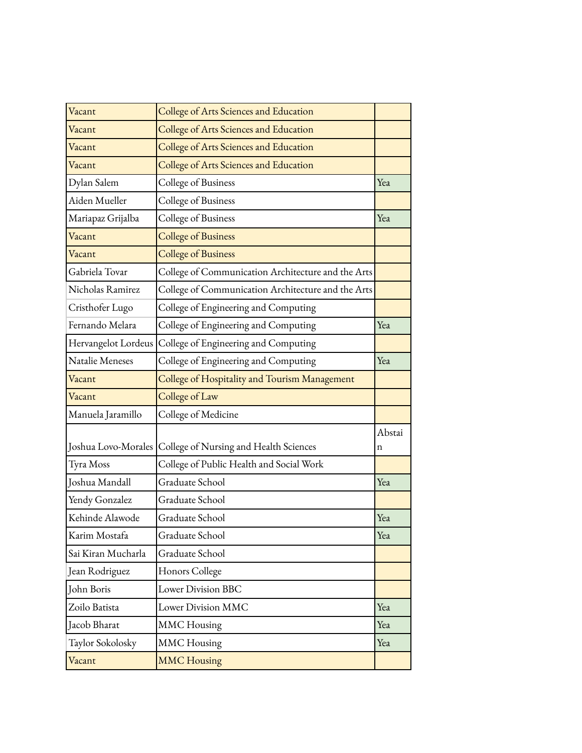| | | |
|---|---|---|
| Vacant | College of Arts Sciences and Education | |
| Vacant | College of Arts Sciences and Education | |
| Vacant | College of Arts Sciences and Education | |
| Vacant | College of Arts Sciences and Education | |
| Dylan Salem | College of Business | Yea |
| Aiden Mueller | College of Business | |
| Mariapaz Grijalba | College of Business | Yea |
| Vacant | College of Business | |
| Vacant | College of Business | |
| Gabriela Tovar | College of Communication Architecture and the Arts | |
| Nicholas Ramirez | College of Communication Architecture and the Arts | |
| Cristhofer Lugo | College of Engineering and Computing | |
| Fernando Melara | College of Engineering and Computing | Yea |
| Hervangelot Lordeus | College of Engineering and Computing | |
| Natalie Meneses | College of Engineering and Computing | Yea |
| Vacant | College of Hospitality and Tourism Management | |
| Vacant | College of Law | |
| Manuela Jaramillo | College of Medicine | |
| Joshua Lovo-Morales | College of Nursing and Health Sciences | Abstain |
| Tyra Moss | College of Public Health and Social Work | |
| Joshua Mandall | Graduate School | Yea |
| Yendy Gonzalez | Graduate School | |
| Kehinde Alawode | Graduate School | Yea |
| Karim Mostafa | Graduate School | Yea |
| Sai Kiran Mucharla | Graduate School | |
| Jean Rodriguez | Honors College | |
| John Boris | Lower Division BBC | |
| Zoilo Batista | Lower Division MMC | Yea |
| Jacob Bharat | MMC Housing | Yea |
| Taylor Sokolosky | MMC Housing | Yea |
| Vacant | MMC Housing | |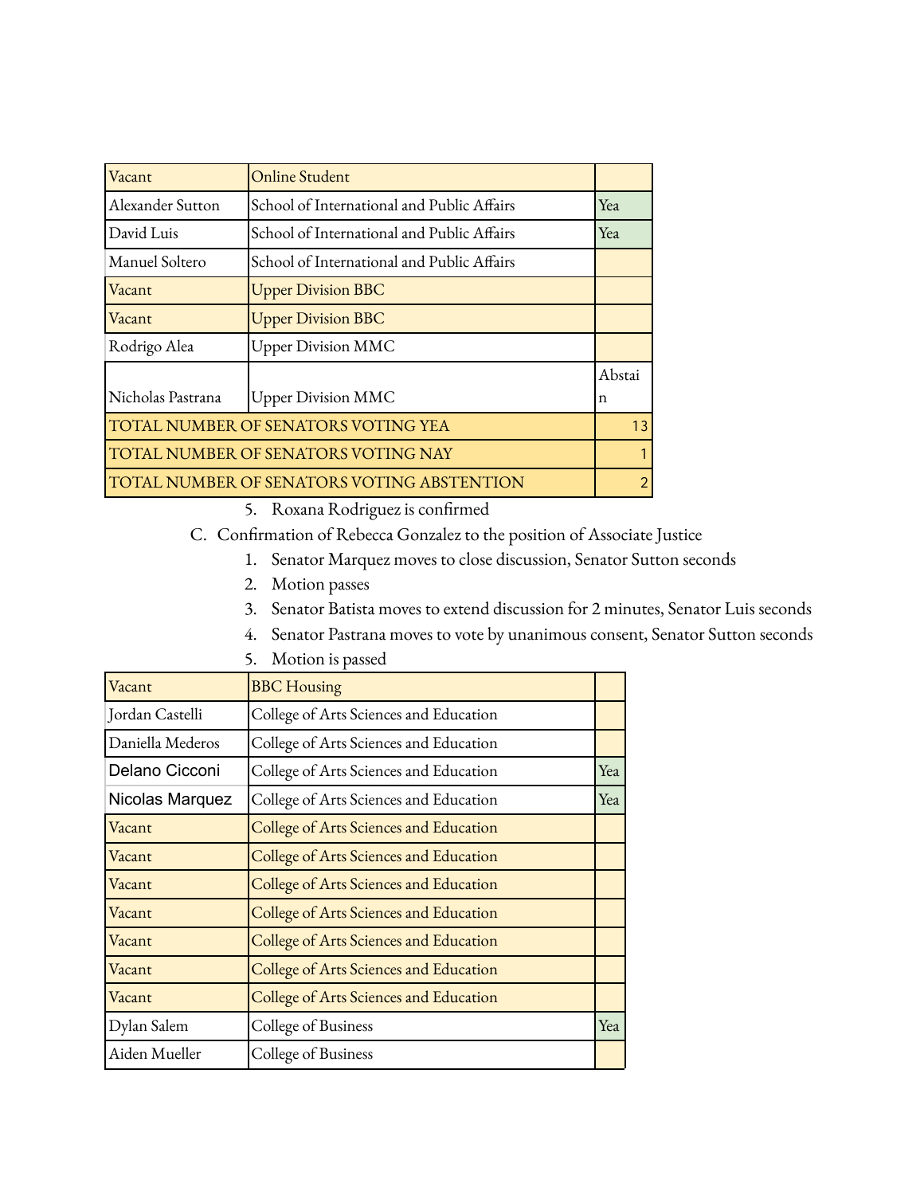| Vacant | Online Student | |
|---|---|---|
| Alexander Sutton | School of International and Public Affairs | Yea |
| David Luis | School of International and Public Affairs | Yea |
| Manuel Soltero | School of International and Public Affairs | |
| Vacant | Upper Division BBC | |
| Vacant | Upper Division BBC | |
| Rodrigo Alea | Upper Division MMC | |
| Nicholas Pastrana | Upper Division MMC | Abstain |
| TOTAL NUMBER OF SENATORS VOTING YEA | | 13 |
| TOTAL NUMBER OF SENATORS VOTING NAY | | 1 |
| TOTAL NUMBER OF SENATORS VOTING ABSTENTION | | 2 |

5. Roxana Rodriguez is confirmed

C. Confirmation of Rebecca Gonzalez to the position of Associate Justice

1. Senator Marquez moves to close discussion, Senator Sutton seconds
2. Motion passes
3. Senator Batista moves to extend discussion for 2 minutes, Senator Luis seconds
4. Senator Pastrana moves to vote by unanimous consent, Senator Sutton seconds
5. Motion is passed

| Vacant | BBC Housing | |
|---|---|---|
| Jordan Castelli | College of Arts Sciences and Education | |
| Daniella Mederos | College of Arts Sciences and Education | |
| Delano Cicconi | College of Arts Sciences and Education | Yea |
| Nicolas Marquez | College of Arts Sciences and Education | Yea |
| Vacant | College of Arts Sciences and Education | |
| Vacant | College of Arts Sciences and Education | |
| Vacant | College of Arts Sciences and Education | |
| Vacant | College of Arts Sciences and Education | |
| Vacant | College of Arts Sciences and Education | |
| Vacant | College of Arts Sciences and Education | |
| Vacant | College of Arts Sciences and Education | |
| Dylan Salem | College of Business | Yea |
| Aiden Mueller | College of Business | |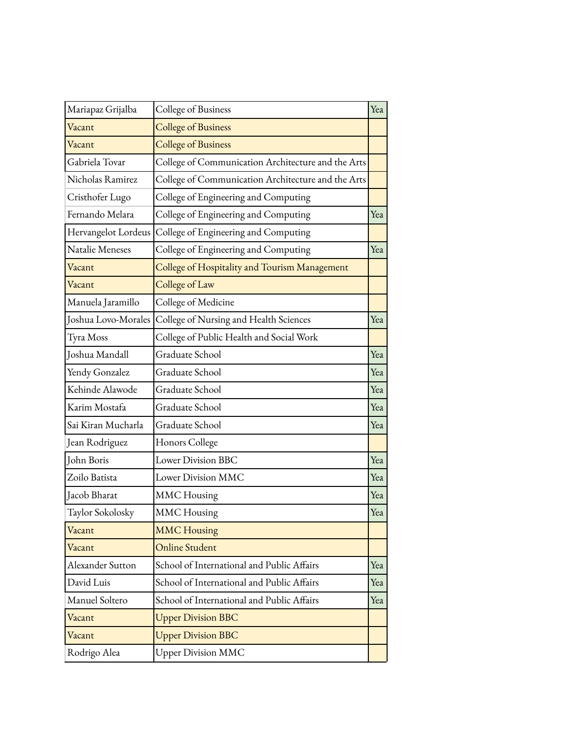| | | |
|---|---|---|
| Mariapaz Grijalba | College of Business | Yea |
| Vacant | College of Business | |
| Vacant | College of Business | |
| Gabriela Tovar | College of Communication Architecture and the Arts | |
| Nicholas Ramirez | College of Communication Architecture and the Arts | |
| Cristhofer Lugo | College of Engineering and Computing | |
| Fernando Melara | College of Engineering and Computing | Yea |
| Hervangelot Lordeus | College of Engineering and Computing | |
| Natalie Meneses | College of Engineering and Computing | Yea |
| Vacant | College of Hospitality and Tourism Management | |
| Vacant | College of Law | |
| Manuela Jaramillo | College of Medicine | |
| Joshua Lovo-Morales | College of Nursing and Health Sciences | Yea |
| Tyra Moss | College of Public Health and Social Work | |
| Joshua Mandall | Graduate School | Yea |
| Yendy Gonzalez | Graduate School | Yea |
| Kehinde Alawode | Graduate School | Yea |
| Karim Mostafa | Graduate School | Yea |
| Sai Kiran Mucharla | Graduate School | Yea |
| Jean Rodriguez | Honors College | |
| John Boris | Lower Division BBC | Yea |
| Zoilo Batista | Lower Division MMC | Yea |
| Jacob Bharat | MMC Housing | Yea |
| Taylor Sokolosky | MMC Housing | Yea |
| Vacant | MMC Housing | |
| Vacant | Online Student | |
| Alexander Sutton | School of International and Public Affairs | Yea |
| David Luis | School of International and Public Affairs | Yea |
| Manuel Soltero | School of International and Public Affairs | Yea |
| Vacant | Upper Division BBC | |
| Vacant | Upper Division BBC | |
| Rodrigo Alea | Upper Division MMC | |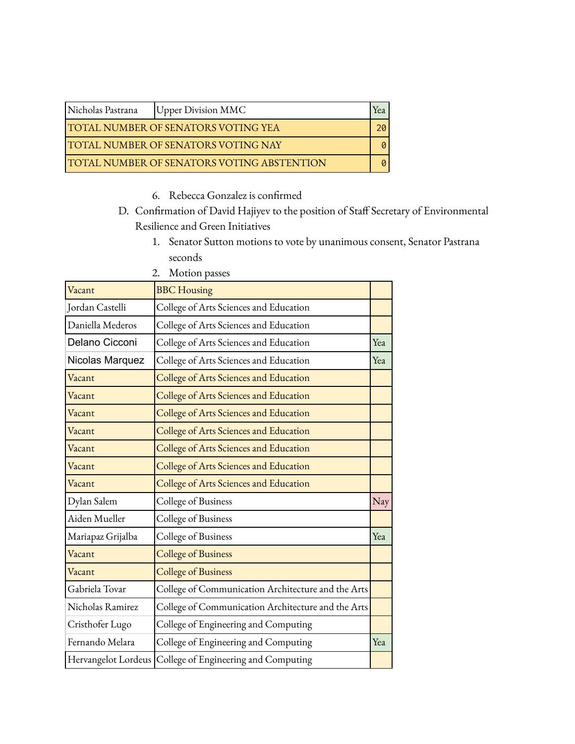| Nicholas Pastrana | Upper Division MMC | Yea |
|---|---|---|
| TOTAL NUMBER OF SENATORS VOTING YEA | | 20 |
| TOTAL NUMBER OF SENATORS VOTING NAY | | 0 |
| TOTAL NUMBER OF SENATORS VOTING ABSTENTION | | 0 |

6. Rebecca Gonzalez is confirmed

D. Confirmation of David Hajiyev to the position of Staff Secretary of Environmental Resilience and Green Initiatives
   1. Senator Sutton motions to vote by unanimous consent, Senator Pastrana seconds
   2. Motion passes

| Vacant | BBC Housing | |
|---|---|---|
| Jordan Castelli | College of Arts Sciences and Education | |
| Daniella Mederos | College of Arts Sciences and Education | |
| Delano Cicconi | College of Arts Sciences and Education | Yea |
| Nicolas Marquez | College of Arts Sciences and Education | Yea |
| Vacant | College of Arts Sciences and Education | |
| Vacant | College of Arts Sciences and Education | |
| Vacant | College of Arts Sciences and Education | |
| Vacant | College of Arts Sciences and Education | |
| Vacant | College of Arts Sciences and Education | |
| Vacant | College of Arts Sciences and Education | |
| Vacant | College of Arts Sciences and Education | |
| Dylan Salem | College of Business | Nay |
| Aiden Mueller | College of Business | |
| Mariapaz Grijalba | College of Business | Yea |
| Vacant | College of Business | |
| Vacant | College of Business | |
| Gabriela Tovar | College of Communication Architecture and the Arts | |
| Nicholas Ramirez | College of Communication Architecture and the Arts | |
| Cristhofer Lugo | College of Engineering and Computing | |
| Fernando Melara | College of Engineering and Computing | Yea |
| Hervangelot Lordeus | College of Engineering and Computing | |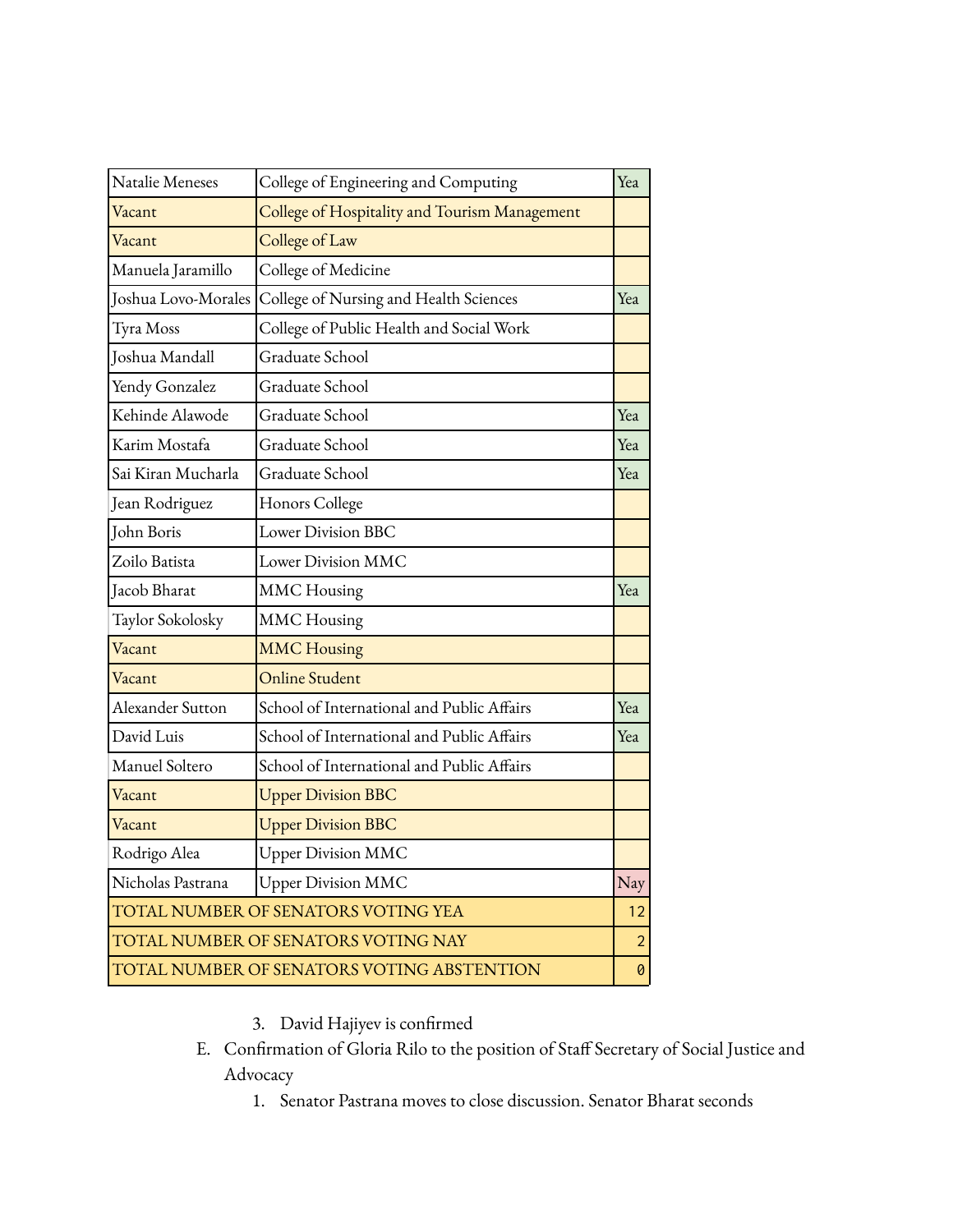| | | |
|---|---|---|
| Natalie Meneses | College of Engineering and Computing | Yea |
| Vacant | College of Hospitality and Tourism Management | |
| Vacant | College of Law | |
| Manuela Jaramillo | College of Medicine | |
| Joshua Lovo-Morales | College of Nursing and Health Sciences | Yea |
| Tyra Moss | College of Public Health and Social Work | |
| Joshua Mandall | Graduate School | |
| Yendy Gonzalez | Graduate School | |
| Kehinde Alawode | Graduate School | Yea |
| Karim Mostafa | Graduate School | Yea |
| Sai Kiran Mucharla | Graduate School | Yea |
| Jean Rodriguez | Honors College | |
| John Boris | Lower Division BBC | |
| Zoilo Batista | Lower Division MMC | |
| Jacob Bharat | MMC Housing | Yea |
| Taylor Sokolosky | MMC Housing | |
| Vacant | MMC Housing | |
| Vacant | Online Student | |
| Alexander Sutton | School of International and Public Affairs | Yea |
| David Luis | School of International and Public Affairs | Yea |
| Manuel Soltero | School of International and Public Affairs | |
| Vacant | Upper Division BBC | |
| Vacant | Upper Division BBC | |
| Rodrigo Alea | Upper Division MMC | |
| Nicholas Pastrana | Upper Division MMC | Nay |
| TOTAL NUMBER OF SENATORS VOTING YEA | | 12 |
| TOTAL NUMBER OF SENATORS VOTING NAY | | 2 |
| TOTAL NUMBER OF SENATORS VOTING ABSTENTION | | 0 |

3. David Hajiyev is confirmed

E. Confirmation of Gloria Rilo to the position of Staff Secretary of Social Justice and Advocacy
   1. Senator Pastrana moves to close discussion. Senator Bharat seconds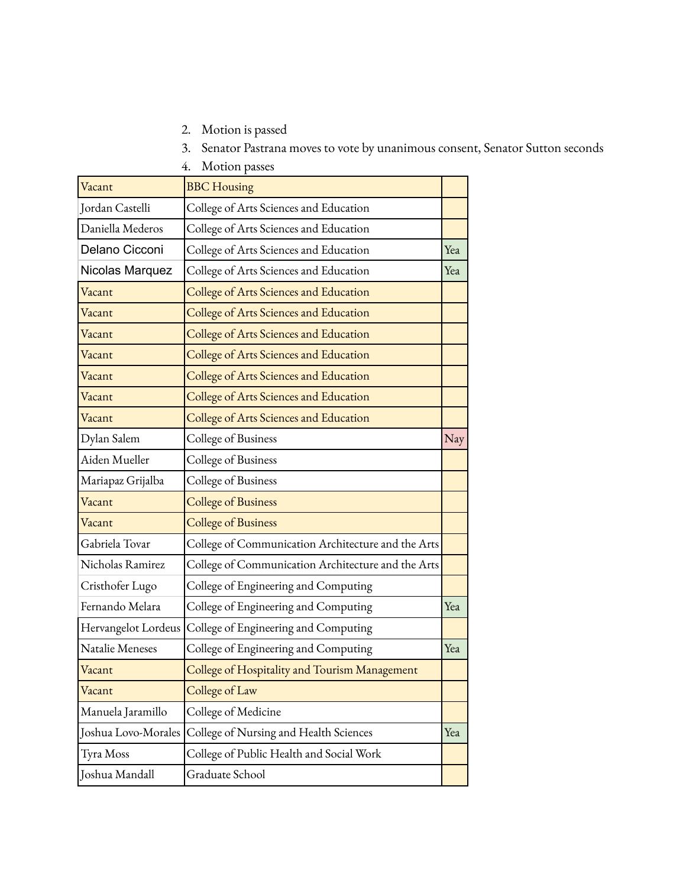2. Motion is passed
3. Senator Pastrana moves to vote by unanimous consent, Senator Sutton seconds
4. Motion passes

| Vacant | BBC Housing | |
|---|---|---|
| Jordan Castelli | College of Arts Sciences and Education | |
| Daniella Mederos | College of Arts Sciences and Education | |
| Delano Cicconi | College of Arts Sciences and Education | Yea |
| Nicolas Marquez | College of Arts Sciences and Education | Yea |
| Vacant | College of Arts Sciences and Education | |
| Vacant | College of Arts Sciences and Education | |
| Vacant | College of Arts Sciences and Education | |
| Vacant | College of Arts Sciences and Education | |
| Vacant | College of Arts Sciences and Education | |
| Vacant | College of Arts Sciences and Education | |
| Vacant | College of Arts Sciences and Education | |
| Dylan Salem | College of Business | Nay |
| Aiden Mueller | College of Business | |
| Mariapaz Grijalba | College of Business | |
| Vacant | College of Business | |
| Vacant | College of Business | |
| Gabriela Tovar | College of Communication Architecture and the Arts | |
| Nicholas Ramirez | College of Communication Architecture and the Arts | |
| Cristhofer Lugo | College of Engineering and Computing | |
| Fernando Melara | College of Engineering and Computing | Yea |
| Hervangelot Lordeus | College of Engineering and Computing | |
| Natalie Meneses | College of Engineering and Computing | Yea |
| Vacant | College of Hospitality and Tourism Management | |
| Vacant | College of Law | |
| Manuela Jaramillo | College of Medicine | |
| Joshua Lovo-Morales | College of Nursing and Health Sciences | Yea |
| Tyra Moss | College of Public Health and Social Work | |
| Joshua Mandall | Graduate School | |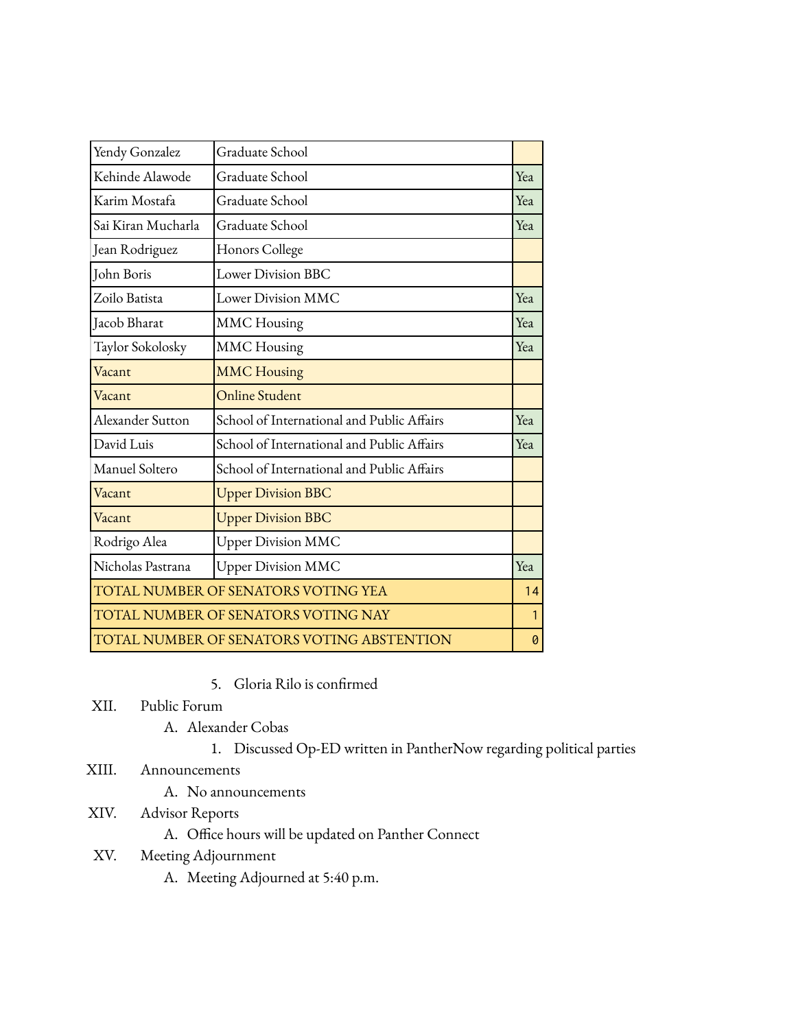| | | |
|---|---|---|
| Yendy Gonzalez | Graduate School | |
| Kehinde Alawode | Graduate School | Yea |
| Karim Mostafa | Graduate School | Yea |
| Sai Kiran Mucharla | Graduate School | Yea |
| Jean Rodriguez | Honors College | |
| John Boris | Lower Division BBC | |
| Zoilo Batista | Lower Division MMC | Yea |
| Jacob Bharat | MMC Housing | Yea |
| Taylor Sokolosky | MMC Housing | Yea |
| Vacant | MMC Housing | |
| Vacant | Online Student | |
| Alexander Sutton | School of International and Public Affairs | Yea |
| David Luis | School of International and Public Affairs | Yea |
| Manuel Soltero | School of International and Public Affairs | |
| Vacant | Upper Division BBC | |
| Vacant | Upper Division BBC | |
| Rodrigo Alea | Upper Division MMC | |
| Nicholas Pastrana | Upper Division MMC | Yea |
| TOTAL NUMBER OF SENATORS VOTING YEA | | 14 |
| TOTAL NUMBER OF SENATORS VOTING NAY | | 1 |
| TOTAL NUMBER OF SENATORS VOTING ABSTENTION | | 0 |

5. Gloria Rilo is confirmed

XII. Public Forum
   A. Alexander Cobas
      1. Discussed Op-ED written in PantherNow regarding political parties

XIII. Announcements
   A. No announcements

XIV. Advisor Reports
   A. Office hours will be updated on Panther Connect

XV. Meeting Adjournment
   A. Meeting Adjourned at 5:40 p.m.